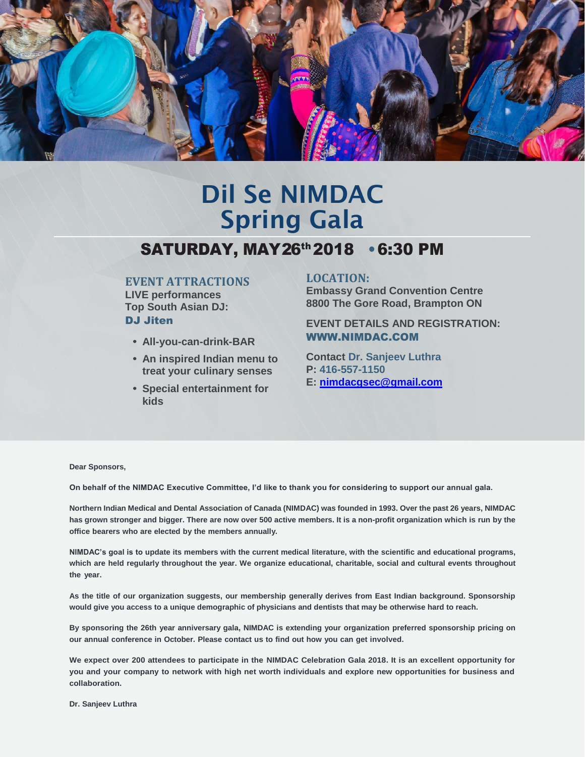# Dil Se NIMDAC Spring Gala

## SATURDAY, MAY 26th 2018 • 6:30 PM

### EVENT ATTRACTIONS

**LIVE performances**
**Top South Asian DJ:**
**DJ Jiten**

- **All-you-can-drink-BAR**
- **An inspired Indian menu to treat your culinary senses**
- **Special entertainment for kids**

### LOCATION:

**Embassy Grand Convention Centre**
**8800 The Gore Road, Brampton ON**

**EVENT DETAILS AND REGISTRATION:**
**WWW.NIMDAC.COM**

**Contact Dr. Sanjeev Luthra**
**P: 416-557-1150**
**E: nimdacgsec@gmail.com**

**Dear Sponsors,**

**On behalf of the NIMDAC Executive Committee, I'd like to thank you for considering to support our annual gala.**

**Northern Indian Medical and Dental Association of Canada (NIMDAC) was founded in 1993. Over the past 26 years, NIMDAC has grown stronger and bigger. There are now over 500 active members. It is a non-profit organization which is run by the office bearers who are elected by the members annually.**

**NIMDAC's goal is to update its members with the current medical literature, with the scientific and educational programs, which are held regularly throughout the year. We organize educational, charitable, social and cultural events throughout the year.**

**As the title of our organization suggests, our membership generally derives from East Indian background. Sponsorship would give you access to a unique demographic of physicians and dentists that may be otherwise hard to reach.**

**By sponsoring the 26th year anniversary gala, NIMDAC is extending your organization preferred sponsorship pricing on our annual conference in October. Please contact us to find out how you can get involved.**

**We expect over 200 attendees to participate in the NIMDAC Celebration Gala 2018. It is an excellent opportunity for you and your company to network with high net worth individuals and explore new opportunities for business and collaboration.**

**Dr. Sanjeev Luthra**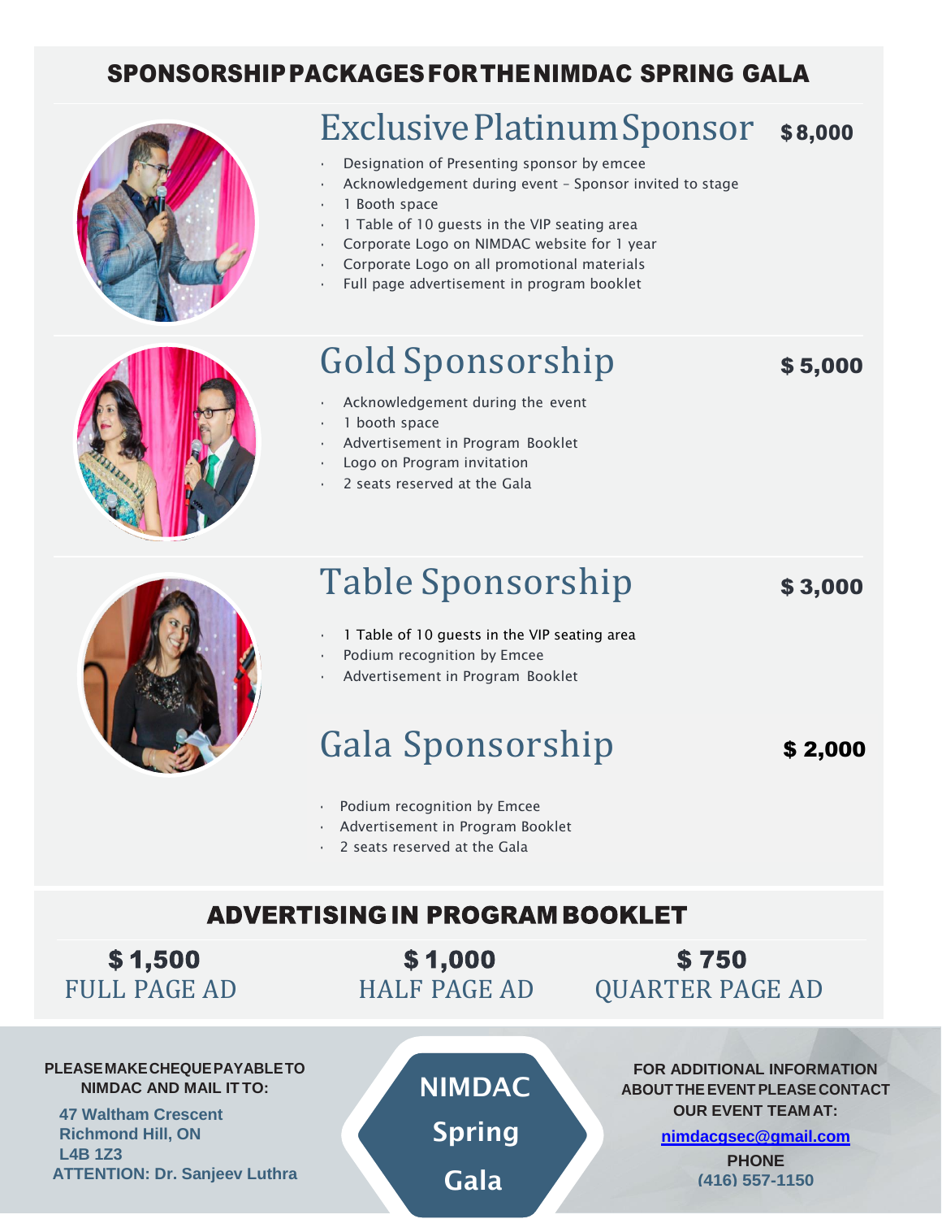# SPONSORSHIP PACKAGES FOR THE NIMDAC SPRING GALA

## Exclusive Platinum Sponsor — $8,000

- Designation of Presenting sponsor by emcee
- Acknowledgement during event – Sponsor invited to stage
- 1 Booth space
- 1 Table of 10 guests in the VIP seating area
- Corporate Logo on NIMDAC website for 1 year
- Corporate Logo on all promotional materials
- Full page advertisement in program booklet

## Gold Sponsorship — $ 5,000

- Acknowledgement during the event
- 1 booth space
- Advertisement in Program Booklet
- Logo on Program invitation
- 2 seats reserved at the Gala

## Table Sponsorship — $ 3,000

- 1 Table of 10 guests in the VIP seating area
- Podium recognition by Emcee
- Advertisement in Program Booklet

## Gala Sponsorship — $ 2,000

- Podium recognition by Emcee
- Advertisement in Program Booklet
- 2 seats reserved at the Gala

# ADVERTISING IN PROGRAM BOOKLET

| $ 1,500 | $ 1,000 | $ 750 |
|---|---|---|
| FULL PAGE AD | HALF PAGE AD | QUARTER PAGE AD |

**PLEASE MAKE CHEQUE PAYABLE TO NIMDAC AND MAIL IT TO:**

**47 Waltham Crescent**
**Richmond Hill, ON**
**L4B 1Z3**
**ATTENTION: Dr. Sanjeev Luthra**

**NIMDAC Spring Gala**

**FOR ADDITIONAL INFORMATION ABOUT THE EVENT PLEASE CONTACT OUR EVENT TEAM AT:**

**nimdacgsec@gmail.com**

**PHONE**
**(416) 557-1150**